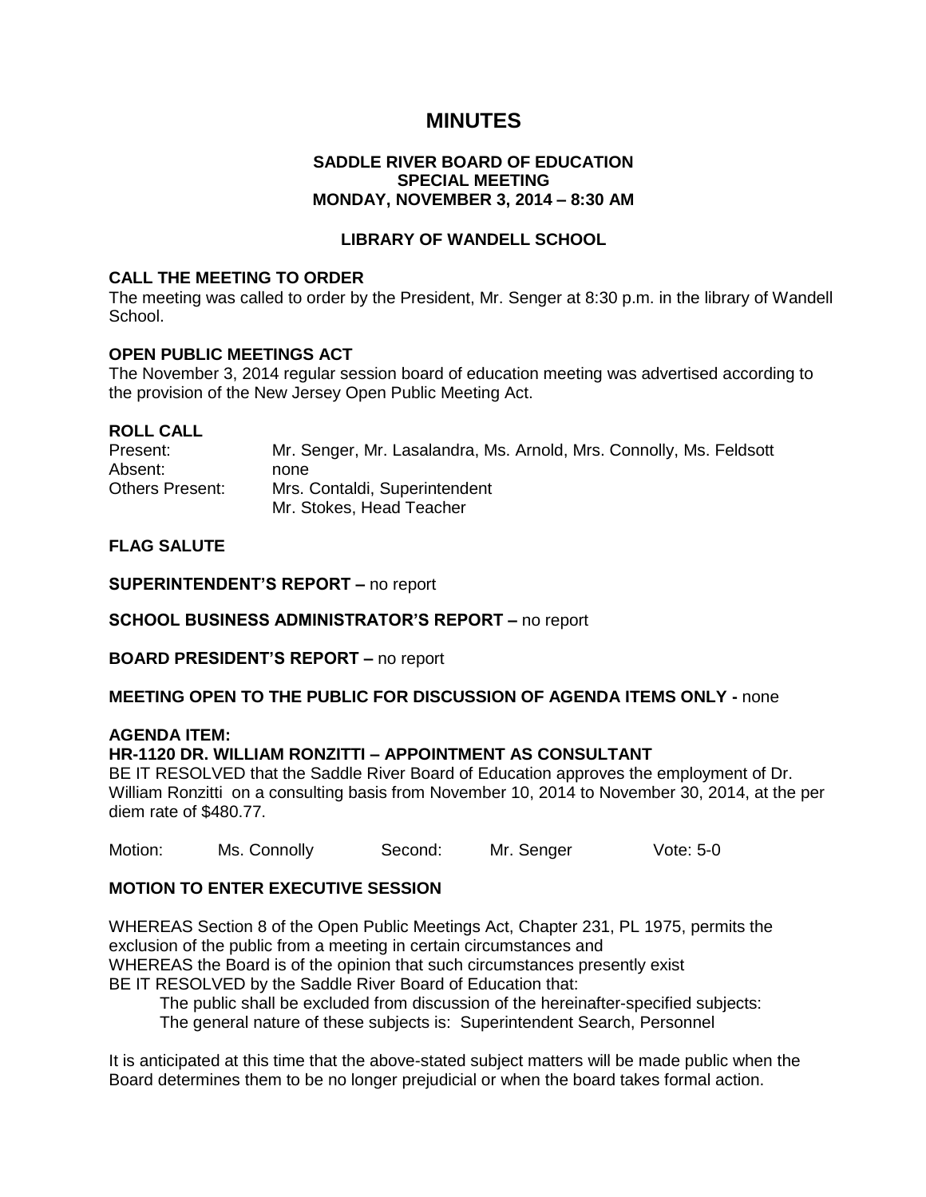# MINUTES

**SADDLE RIVER BOARD OF EDUCATION**
**SPECIAL MEETING**
**MONDAY, NOVEMBER 3, 2014 – 8:30 AM**

**LIBRARY OF WANDELL SCHOOL**

### CALL THE MEETING TO ORDER

The meeting was called to order by the President, Mr. Senger at 8:30 p.m. in the library of Wandell School.

### OPEN PUBLIC MEETINGS ACT

The November 3, 2014 regular session board of education meeting was advertised according to the provision of the New Jersey Open Public Meeting Act.

### ROLL CALL

Present: Mr. Senger, Mr. Lasalandra, Ms. Arnold, Mrs. Connolly, Ms. Feldsott
Absent: none
Others Present: Mrs. Contaldi, Superintendent
Mr. Stokes, Head Teacher

### FLAG SALUTE

**SUPERINTENDENT'S REPORT –** no report

**SCHOOL BUSINESS ADMINISTRATOR'S REPORT –** no report

**BOARD PRESIDENT'S REPORT –** no report

**MEETING OPEN TO THE PUBLIC FOR DISCUSSION OF AGENDA ITEMS ONLY -** none

### AGENDA ITEM:

**HR-1120 DR. WILLIAM RONZITTI – APPOINTMENT AS CONSULTANT**

BE IT RESOLVED that the Saddle River Board of Education approves the employment of Dr. William Ronzitti on a consulting basis from November 10, 2014 to November 30, 2014, at the per diem rate of $480.77.

Motion: Ms. Connolly Second: Mr. Senger Vote: 5-0

### MOTION TO ENTER EXECUTIVE SESSION

WHEREAS Section 8 of the Open Public Meetings Act, Chapter 231, PL 1975, permits the exclusion of the public from a meeting in certain circumstances and
WHEREAS the Board is of the opinion that such circumstances presently exist
BE IT RESOLVED by the Saddle River Board of Education that:
The public shall be excluded from discussion of the hereinafter-specified subjects:
The general nature of these subjects is: Superintendent Search, Personnel

It is anticipated at this time that the above-stated subject matters will be made public when the Board determines them to be no longer prejudicial or when the board takes formal action.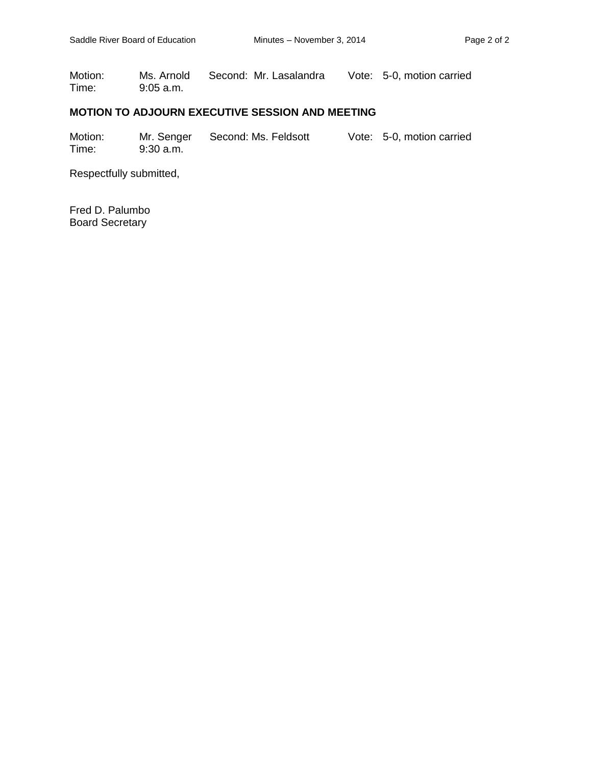Motion: Ms. Arnold Second: Mr. Lasalandra Vote: 5-0, motion carried
Time: 9:05 a.m.

**MOTION TO ADJOURN EXECUTIVE SESSION AND MEETING**

Motion: Mr. Senger Second: Ms. Feldsott Vote: 5-0, motion carried
Time: 9:30 a.m.

Respectfully submitted,

Fred D. Palumbo
Board Secretary